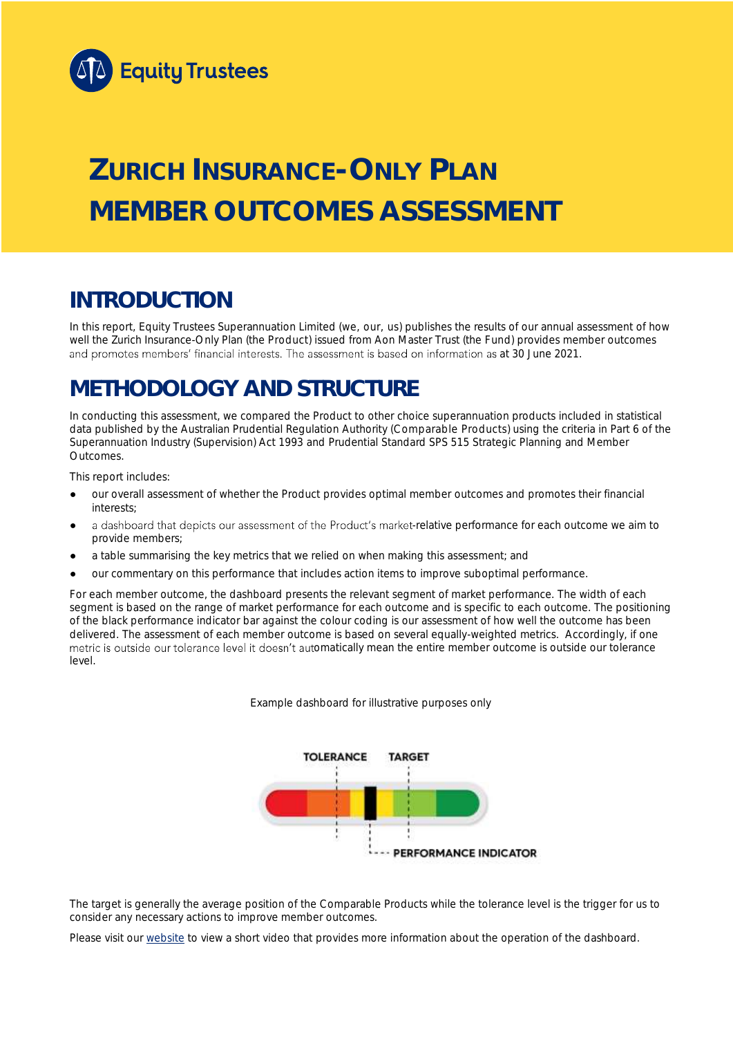Equity Trustees

# ZURICH INSURANCE-ONLY PLAN MEMBER OUTCOMES ASSESSMENT

## INTRODUCTION

In this report, Equity Trustees Superannuation Limited (we, our, us) publishes the results of our annual assessment of how well the Zurich Insurance-Only Plan (the Product) issued from Aon Master Trust (the Fund) provides member outcomes and promotes members' financial interests. The assessment is based on information as at 30 June 2021.

## METHODOLOGY AND STRUCTURE

In conducting this assessment, we compared the Product to other choice superannuation products included in statistical data published by the Australian Prudential Regulation Authority (Comparable Products) using the criteria in Part 6 of the Superannuation Industry (Supervision) Act 1993 and Prudential Standard SPS 515 Strategic Planning and Member Outcomes.

This report includes:

- our overall assessment of whether the Product provides optimal member outcomes and promotes their financial interests;
- a dashboard that depicts our assessment of the Product's market-relative performance for each outcome we aim to provide members;
- a table summarising the key metrics that we relied on when making this assessment; and
- our commentary on this performance that includes action items to improve suboptimal performance.

For each member outcome, the dashboard presents the relevant segment of market performance. The width of each segment is based on the range of market performance for each outcome and is specific to each outcome. The positioning of the black performance indicator bar against the colour coding is our assessment of how well the outcome has been delivered. The assessment of each member outcome is based on several equally-weighted metrics. Accordingly, if one metric is outside our tolerance level it doesn't automatically mean the entire member outcome is outside our tolerance level.

Example dashboard for illustrative purposes only

TOLERANCE TARGET

PERFORMANCE INDICATOR

The target is generally the average position of the Comparable Products while the tolerance level is the trigger for us to consider any necessary actions to improve member outcomes.

Please visit our website to view a short video that provides more information about the operation of the dashboard.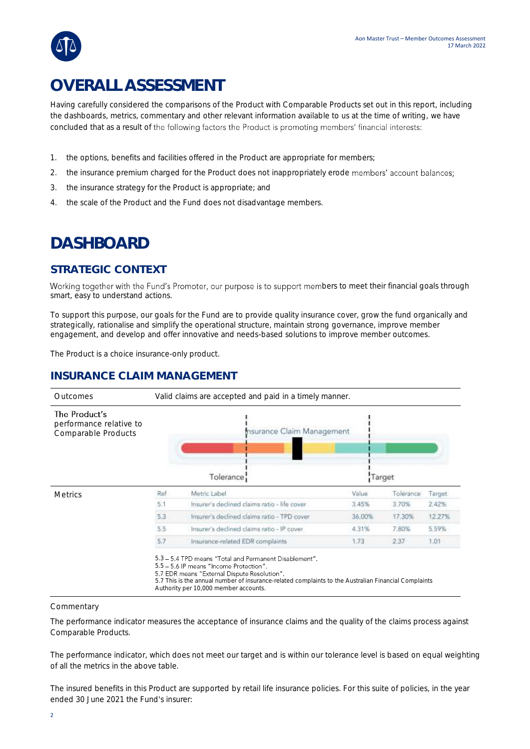# OVERALL ASSESSMENT

Having carefully considered the comparisons of the Product with Comparable Products set out in this report, including the dashboards, metrics, commentary and other relevant information available to us at the time of writing, we have concluded that as a result of the following factors the Product is promoting members' financial interests:

1. the options, benefits and facilities offered in the Product are appropriate for members;
2. the insurance premium charged for the Product does not inappropriately erode members' account balances;
3. the insurance strategy for the Product is appropriate; and
4. the scale of the Product and the Fund does not disadvantage members.

# DASHBOARD

## STRATEGIC CONTEXT

Working together with the Fund's Promoter, our purpose is to support members to meet their financial goals through smart, easy to understand actions.

To support this purpose, our goals for the Fund are to provide quality insurance cover, grow the fund organically and strategically, rationalise and simplify the operational structure, maintain strong governance, improve member engagement, and develop and offer innovative and needs-based solutions to improve member outcomes.

The Product is a choice insurance-only product.

## INSURANCE CLAIM MANAGEMENT

| | |
|---|---|
| Outcomes | Valid claims are accepted and paid in a timely manner. |
| The Product's performance relative to Comparable Products | Insurance Claim Management (Tolerance / Target) |

**Metrics**

| Ref | Metric Label | Value | Tolerance | Target |
|---|---|---|---|---|
| 5.1 | Insurer's declined claims ratio - life cover | 3.45% | 3.70% | 2.42% |
| 5.3 | Insurer's declined claims ratio - TPD cover | 36.00% | 17.30% | 12.27% |
| 5.5 | Insurer's declined claims ratio - IP cover | 4.31% | 7.80% | 5.59% |
| 5.7 | Insurance-related EDR complaints | 1.73 | 2.37 | 1.01 |

5.3 – 5.4 TPD means "Total and Permanent Disablement".
5.5 – 5.6 IP means "Income Protection".
5.7 EDR means "External Dispute Resolution".
5.7 This is the annual number of insurance-related complaints to the Australian Financial Complaints Authority per 10,000 member accounts.

Commentary

The performance indicator measures the acceptance of insurance claims and the quality of the claims process against Comparable Products.

The performance indicator, which does not meet our target and is within our tolerance level is based on equal weighting of all the metrics in the above table.

The insured benefits in this Product are supported by retail life insurance policies. For this suite of policies, in the year ended 30 June 2021 the Fund's insurer: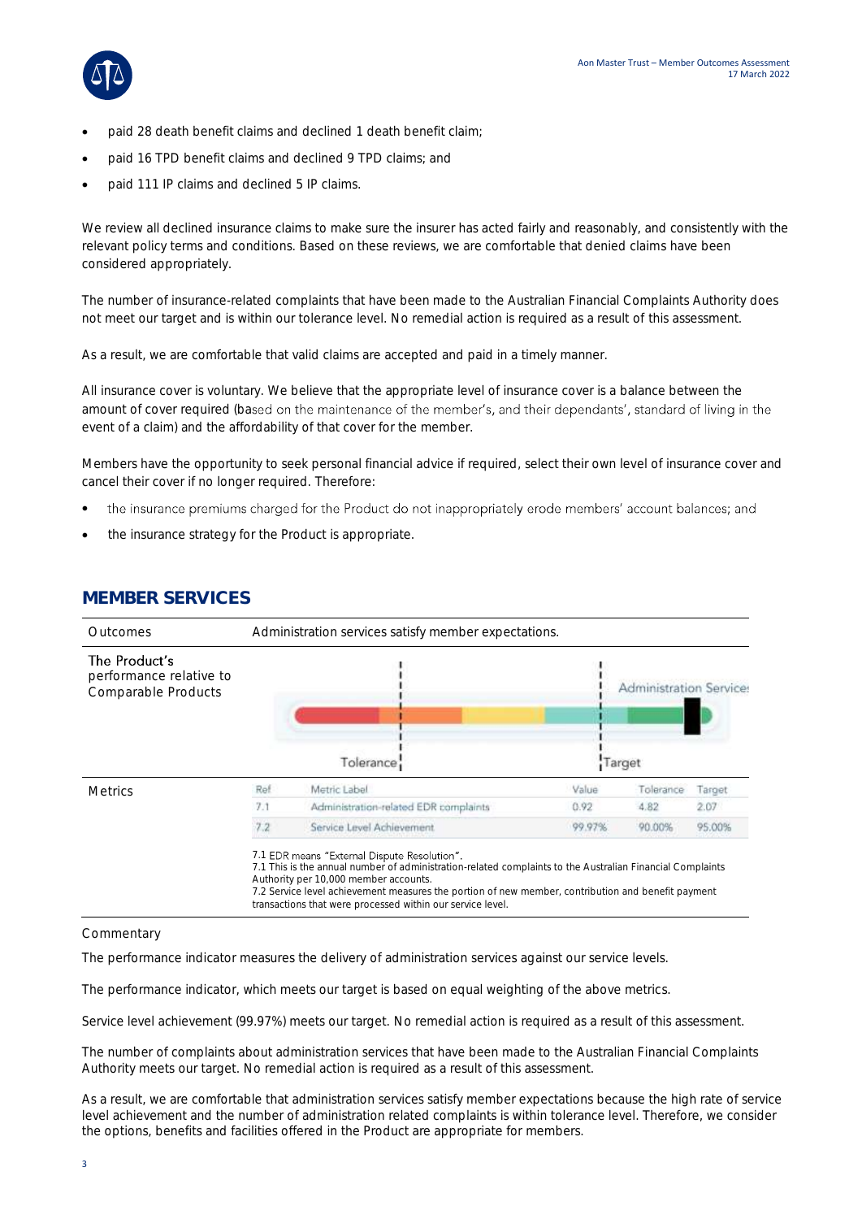- paid 28 death benefit claims and declined 1 death benefit claim;
- paid 16 TPD benefit claims and declined 9 TPD claims; and
- paid 111 IP claims and declined 5 IP claims.

We review all declined insurance claims to make sure the insurer has acted fairly and reasonably, and consistently with the relevant policy terms and conditions. Based on these reviews, we are comfortable that denied claims have been considered appropriately.

The number of insurance-related complaints that have been made to the Australian Financial Complaints Authority does not meet our target and is within our tolerance level. No remedial action is required as a result of this assessment.

As a result, we are comfortable that valid claims are accepted and paid in a timely manner.

All insurance cover is voluntary. We believe that the appropriate level of insurance cover is a balance between the amount of cover required (based on the maintenance of the member's, and their dependants', standard of living in the event of a claim) and the affordability of that cover for the member.

Members have the opportunity to seek personal financial advice if required, select their own level of insurance cover and cancel their cover if no longer required. Therefore:

- the insurance premiums charged for the Product do not inappropriately erode members' account balances; and
- the insurance strategy for the Product is appropriate.

## MEMBER SERVICES

| | |
|---|---|
| Outcomes | Administration services satisfy member expectations. |
| The Product's performance relative to Comparable Products | Tolerance / Target — Administration Service |
| Metrics | (see table below) |

| Ref | Metric Label | Value | Tolerance | Target |
|---|---|---|---|---|
| 7.1 | Administration-related EDR complaints | 0.92 | 4.82 | 2.07 |
| 7.2 | Service Level Achievement | 99.97% | 90.00% | 95.00% |

7.1 EDR means "External Dispute Resolution".
7.1 This is the annual number of administration-related complaints to the Australian Financial Complaints Authority per 10,000 member accounts.
7.2 Service level achievement measures the portion of new member, contribution and benefit payment transactions that were processed within our service level.

Commentary

The performance indicator measures the delivery of administration services against our service levels.

The performance indicator, which meets our target is based on equal weighting of the above metrics.

Service level achievement (99.97%) meets our target. No remedial action is required as a result of this assessment.

The number of complaints about administration services that have been made to the Australian Financial Complaints Authority meets our target. No remedial action is required as a result of this assessment.

As a result, we are comfortable that administration services satisfy member expectations because the high rate of service level achievement and the number of administration related complaints is within tolerance level. Therefore, we consider the options, benefits and facilities offered in the Product are appropriate for members.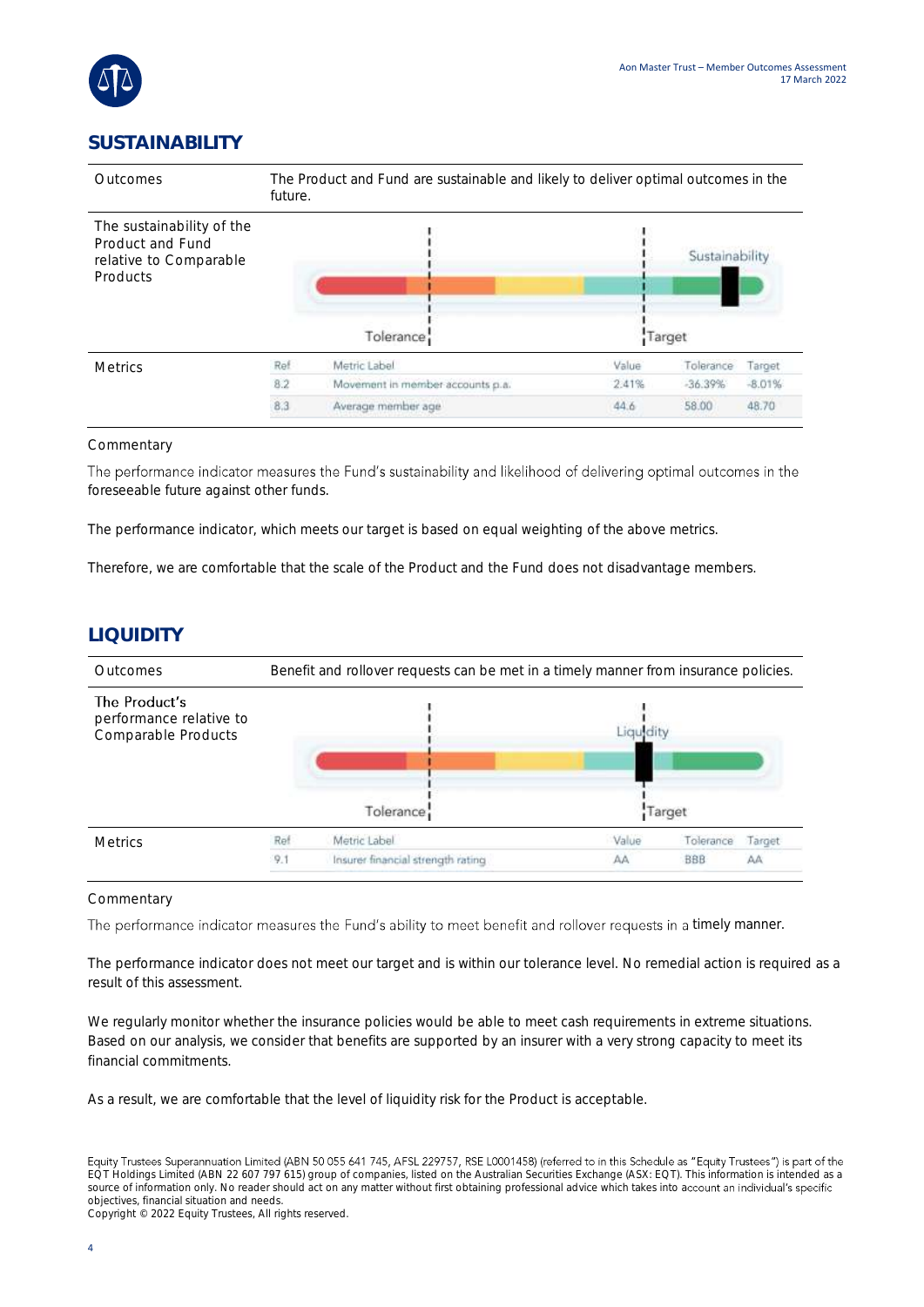## SUSTAINABILITY

| | |
|---|---|
| Outcomes | The Product and Fund are sustainable and likely to deliver optimal outcomes in the future. |
| The sustainability of the Product and Fund relative to Comparable Products | Sustainability<br>Tolerance<br>Target |

**Metrics**

| Ref | Metric Label | Value | Tolerance | Target |
|---|---|---|---|---|
| 8.2 | Movement in member accounts p.a. | 2.41% | -36.39% | -8.01% |
| 8.3 | Average member age | 44.6 | 58.00 | 48.70 |

Commentary

The performance indicator measures the Fund's sustainability and likelihood of delivering optimal outcomes in the foreseeable future against other funds.

The performance indicator, which meets our target is based on equal weighting of the above metrics.

Therefore, we are comfortable that the scale of the Product and the Fund does not disadvantage members.

## LIQUIDITY

| | |
|---|---|
| Outcomes | Benefit and rollover requests can be met in a timely manner from insurance policies. |
| The Product's performance relative to Comparable Products | Liquidity<br>Tolerance<br>Target |

**Metrics**

| Ref | Metric Label | Value | Tolerance | Target |
|---|---|---|---|---|
| 9.1 | Insurer financial strength rating | AA | BBB | AA |

Commentary

The performance indicator measures the Fund's ability to meet benefit and rollover requests in a timely manner.

The performance indicator does not meet our target and is within our tolerance level. No remedial action is required as a result of this assessment.

We regularly monitor whether the insurance policies would be able to meet cash requirements in extreme situations. Based on our analysis, we consider that benefits are supported by an insurer with a very strong capacity to meet its financial commitments.

As a result, we are comfortable that the level of liquidity risk for the Product is acceptable.

Equity Trustees Superannuation Limited (ABN 50 055 641 745, AFSL 229757, RSE L0001458) (referred to in this Schedule as "Equity Trustees") is part of the EQT Holdings Limited (ABN 22 607 797 615) group of companies, listed on the Australian Securities Exchange (ASX: EQT). This information is intended as a source of information only. No reader should act on any matter without first obtaining professional advice which takes into account an individual's specific objectives, financial situation and needs.
Copyright © 2022 Equity Trustees, All rights reserved.